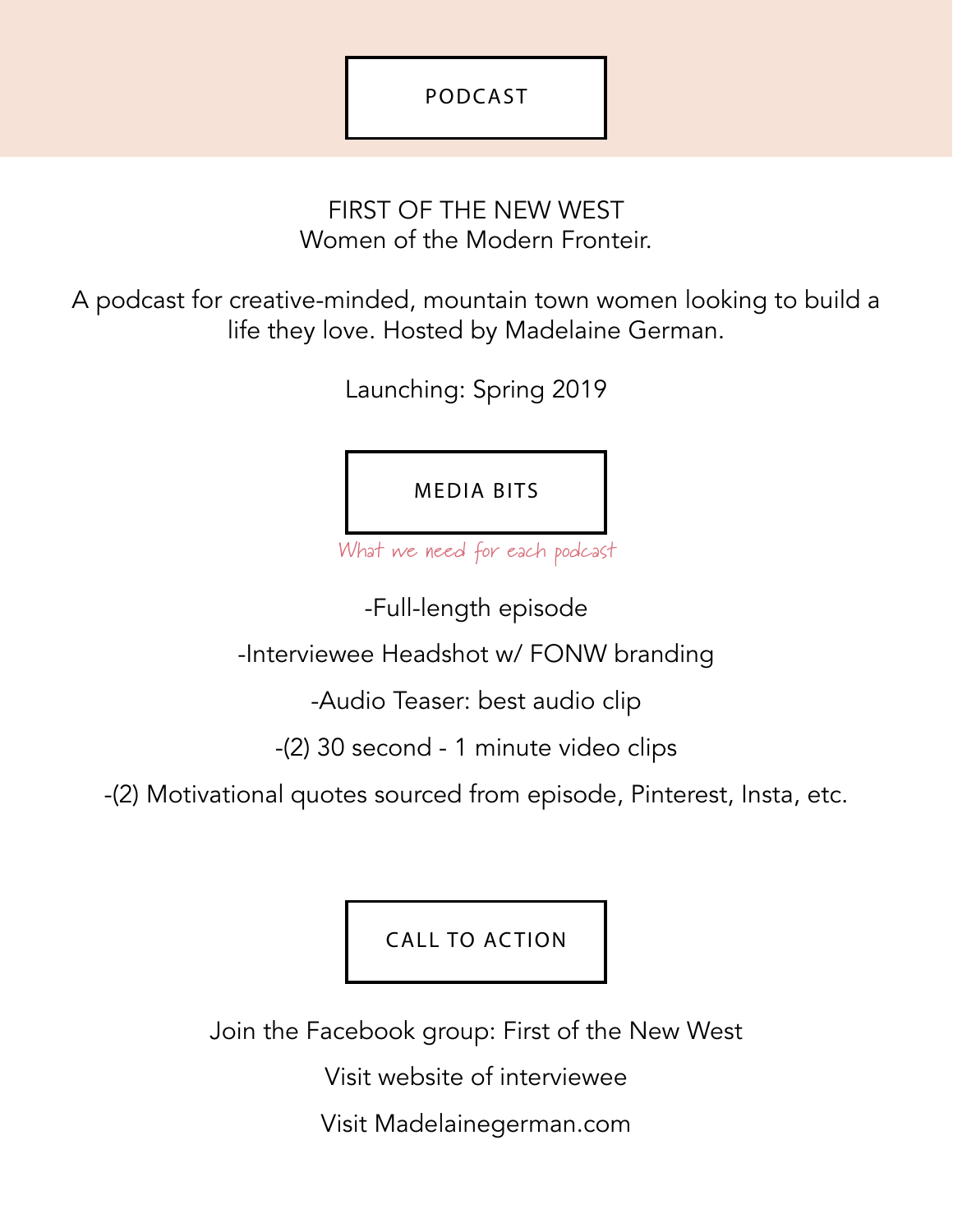## PODCAST

FIRST OF THE NEW WEST
Women of the Modern Fronteir.

A podcast for creative-minded, mountain town women looking to build a life they love. Hosted by Madelaine German.

Launching: Spring 2019

## MEDIA BITS

*What we need for each podcast*

-Full-length episode

-Interviewee Headshot w/ FONW branding

-Audio Teaser: best audio clip

-(2) 30 second - 1 minute video clips

-(2) Motivational quotes sourced from episode, Pinterest, Insta, etc.

## CALL TO ACTION

Join the Facebook group: First of the New West

Visit website of interviewee

Visit Madelainegerman.com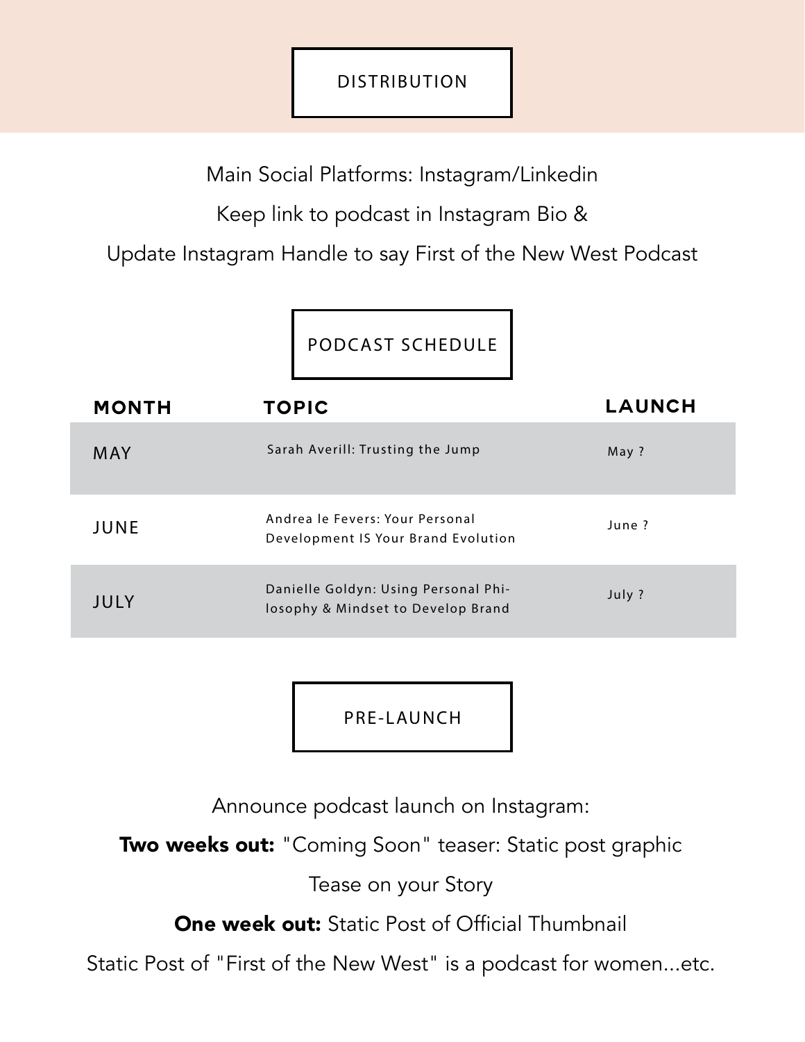## DISTRIBUTION

Main Social Platforms: Instagram/Linkedin

Keep link to podcast in Instagram Bio &

Update Instagram Handle to say First of the New West Podcast

## PODCAST SCHEDULE

| MONTH | TOPIC | LAUNCH |
|---|---|---|
| MAY | Sarah Averill: Trusting the Jump | May ? |
| JUNE | Andrea le Fevers: Your Personal Development IS Your Brand Evolution | June ? |
| JULY | Danielle Goldyn: Using Personal Philosophy & Mindset to Develop Brand | July ? |

## PRE-LAUNCH

Announce podcast launch on Instagram:

**Two weeks out:** "Coming Soon" teaser: Static post graphic

Tease on your Story

**One week out:** Static Post of Official Thumbnail

Static Post of "First of the New West" is a podcast for women...etc.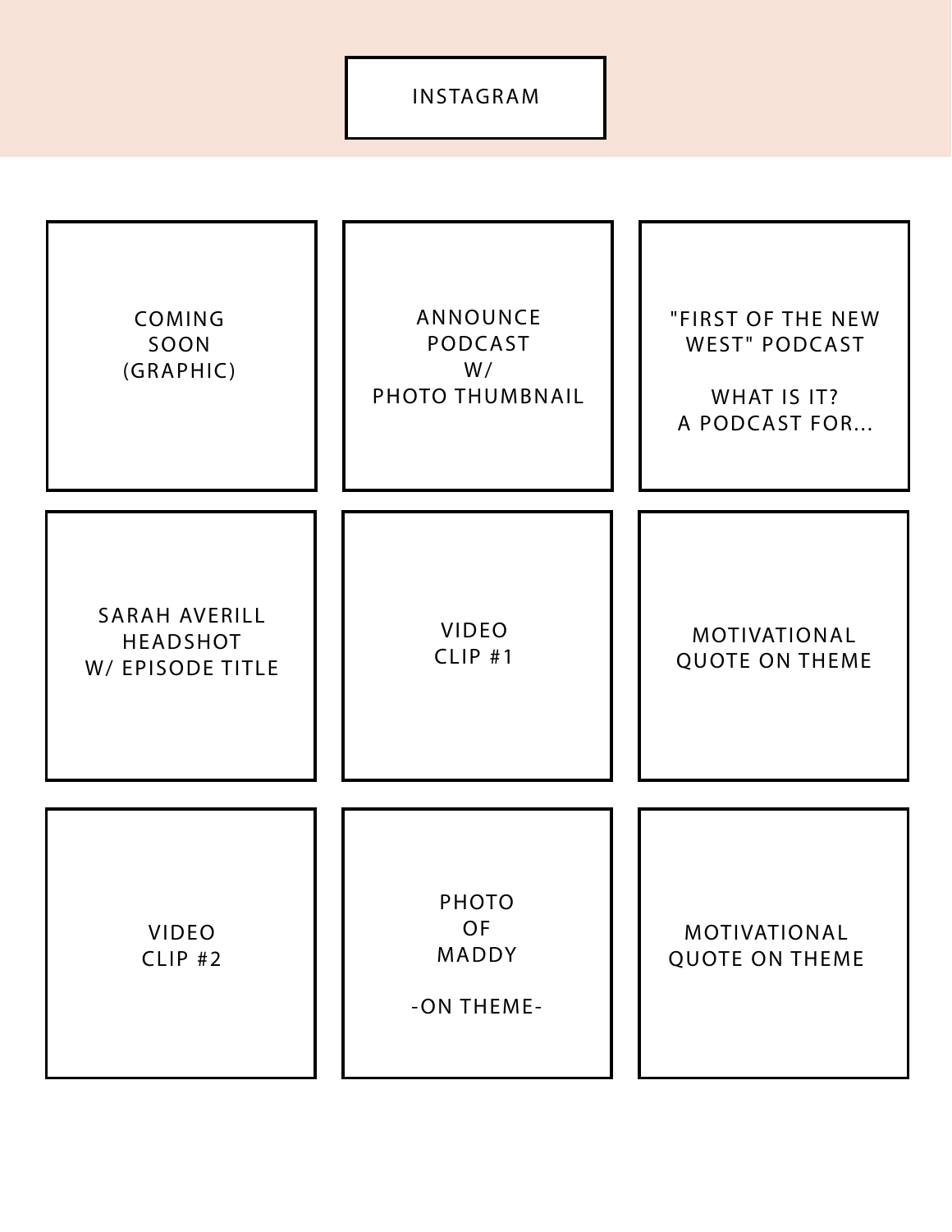# INSTAGRAM

| | | |
|---|---|---|
| COMING SOON (GRAPHIC) | ANNOUNCE PODCAST W/ PHOTO THUMBNAIL | "FIRST OF THE NEW WEST" PODCAST<br><br>WHAT IS IT?<br>A PODCAST FOR... |
| SARAH AVERILL HEADSHOT W/ EPISODE TITLE | VIDEO CLIP #1 | MOTIVATIONAL QUOTE ON THEME |
| VIDEO CLIP #2 | PHOTO OF MADDY<br><br>-ON THEME- | MOTIVATIONAL QUOTE ON THEME |